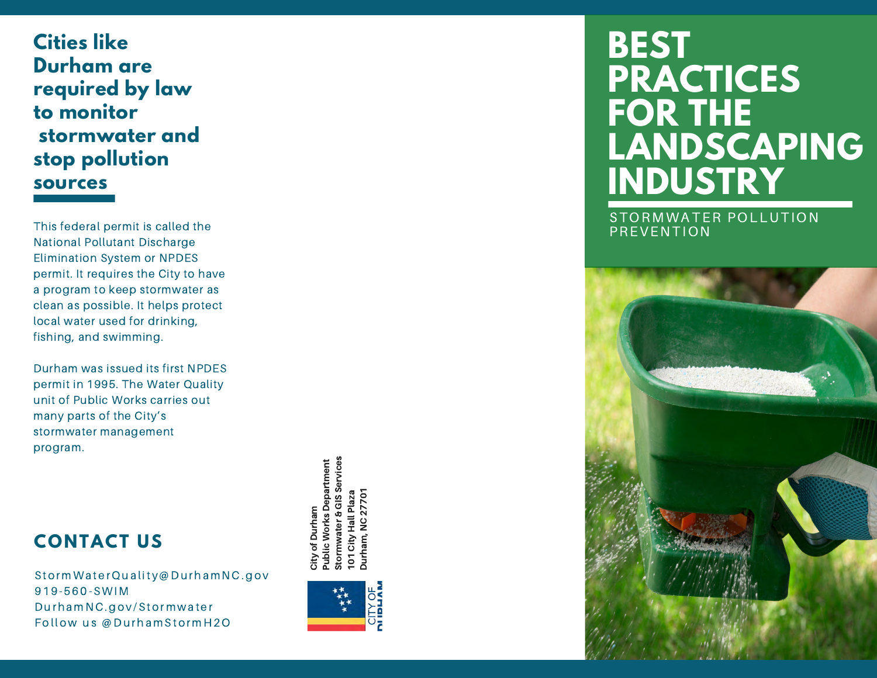## Cities like Durham are required by law to monitor stormwater and stop pollution sources

This federal permit is called the National Pollutant Discharge Elimination System or NPDES permit. It requires the City to have a program to keep stormwater as clean as possible. It helps protect local water used for drinking, fishing, and swimming.

Durham was issued its first NPDES permit in 1995. The Water Quality unit of Public Works carries out many parts of the City's stormwater management program.

## CONTACT US

StormWaterQuality@DurhamNC.gov
919-560-SWIM
DurhamNC.gov/Stormwater
Follow us @DurhamStormH2O

**City of Durham**
**Public Works Department**
**Stormwater & GIS Services**
**101 City Hall Plaza**
**Durham, NC 27701**

CITY OF DURHAM

# BEST PRACTICES FOR THE LANDSCAPING INDUSTRY

STORMWATER POLLUTION PREVENTION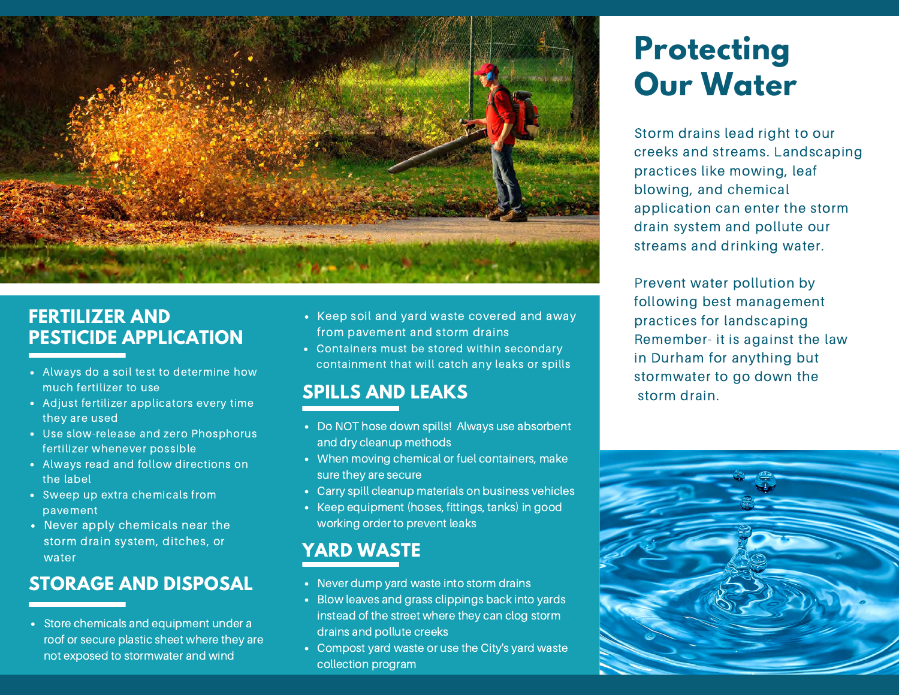# Protecting Our Water

Storm drains lead right to our creeks and streams. Landscaping practices like mowing, leaf blowing, and chemical application can enter the storm drain system and pollute our streams and drinking water.

Prevent water pollution by following best management practices for landscaping Remember- it is against the law in Durham for anything but stormwater to go down the storm drain.

## FERTILIZER AND PESTICIDE APPLICATION

- Always do a soil test to determine how much fertilizer to use
- Adjust fertilizer applicators every time they are used
- Use slow-release and zero Phosphorus fertilizer whenever possible
- Always read and follow directions on the label
- Sweep up extra chemicals from pavement
- Never apply chemicals near the storm drain system, ditches, or water

## STORAGE AND DISPOSAL

- Store chemicals and equipment under a roof or secure plastic sheet where they are not exposed to stormwater and wind
- Keep soil and yard waste covered and away from pavement and storm drains
- Containers must be stored within secondary containment that will catch any leaks or spills

## SPILLS AND LEAKS

- Do NOT hose down spills! Always use absorbent and dry cleanup methods
- When moving chemical or fuel containers, make sure they are secure
- Carry spill cleanup materials on business vehicles
- Keep equipment (hoses, fittings, tanks) in good working order to prevent leaks

## YARD WASTE

- Never dump yard waste into storm drains
- Blow leaves and grass clippings back into yards instead of the street where they can clog storm drains and pollute creeks
- Compost yard waste or use the City's yard waste collection program